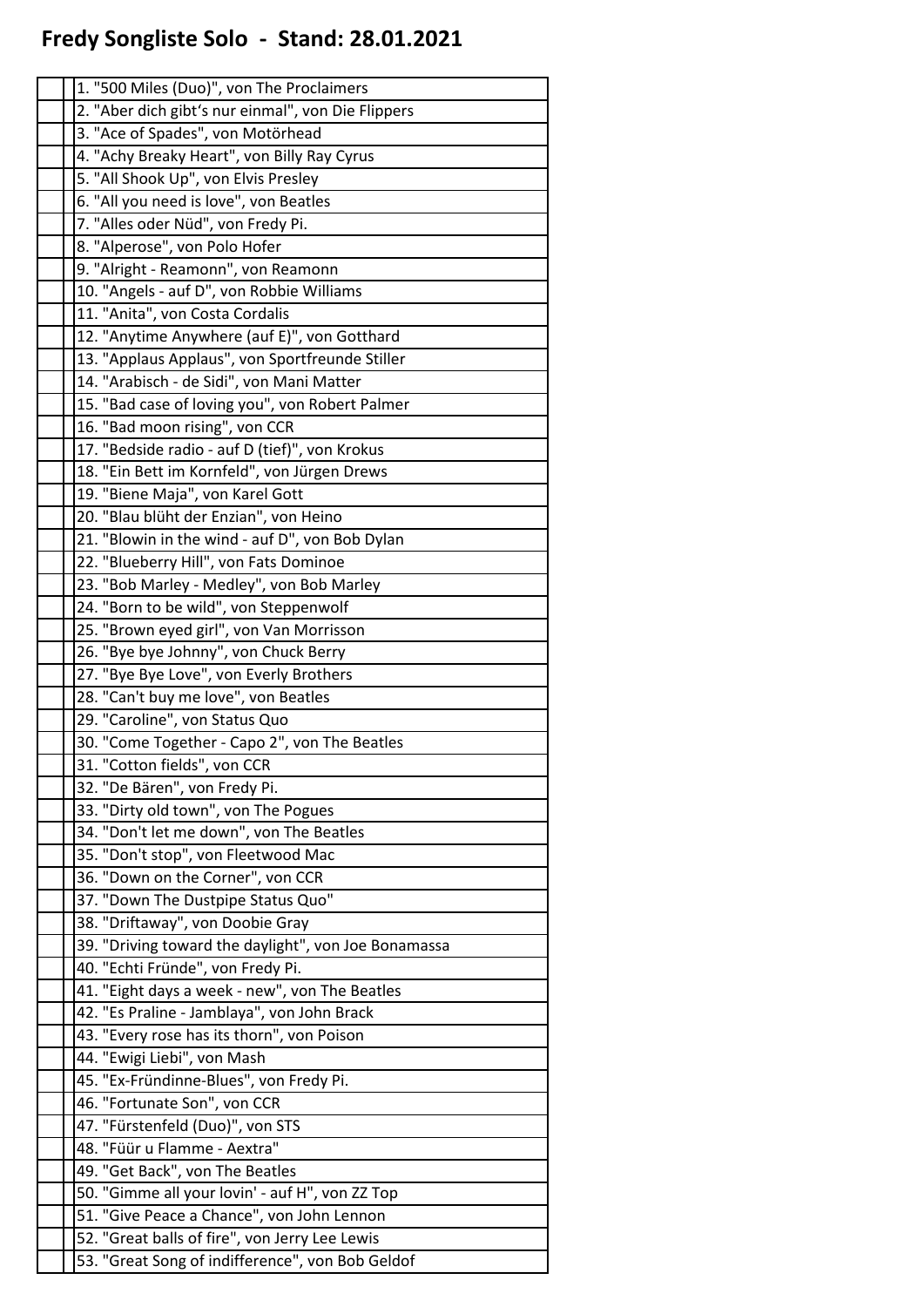# Fredy Songliste Solo  -  Stand: 28.01.2021

| | |
|---|---|
| | 1. "500 Miles (Duo)", von The Proclaimers |
| | 2. "Aber dich gibt‘s nur einmal", von Die Flippers |
| | 3. "Ace of Spades", von Motörhead |
| | 4. "Achy Breaky Heart", von Billy Ray Cyrus |
| | 5. "All Shook Up", von Elvis Presley |
| | 6. "All you need is love", von Beatles |
| | 7. "Alles oder Nüd", von Fredy Pi. |
| | 8. "Alperose", von Polo Hofer |
| | 9. "Alright - Reamonn", von Reamonn |
| | 10. "Angels - auf D", von Robbie Williams |
| | 11. "Anita", von Costa Cordalis |
| | 12. "Anytime Anywhere (auf E)", von Gotthard |
| | 13. "Applaus Applaus", von Sportfreunde Stiller |
| | 14. "Arabisch - de Sidi", von Mani Matter |
| | 15. "Bad case of loving you", von Robert Palmer |
| | 16. "Bad moon rising", von CCR |
| | 17. "Bedside radio - auf D (tief)", von Krokus |
| | 18. "Ein Bett im Kornfeld", von Jürgen Drews |
| | 19. "Biene Maja", von Karel Gott |
| | 20. "Blau blüht der Enzian", von Heino |
| | 21. "Blowin in the wind - auf D", von Bob Dylan |
| | 22. "Blueberry Hill", von Fats Dominoe |
| | 23. "Bob Marley - Medley", von Bob Marley |
| | 24. "Born to be wild", von Steppenwolf |
| | 25. "Brown eyed girl", von Van Morrisson |
| | 26. "Bye bye Johnny", von Chuck Berry |
| | 27. "Bye Bye Love", von Everly Brothers |
| | 28. "Can't buy me love", von Beatles |
| | 29. "Caroline", von Status Quo |
| | 30. "Come Together - Capo 2", von The Beatles |
| | 31. "Cotton fields", von CCR |
| | 32. "De Bären", von Fredy Pi. |
| | 33. "Dirty old town", von The Pogues |
| | 34. "Don't let me down", von The Beatles |
| | 35. "Don't stop", von Fleetwood Mac |
| | 36. "Down on the Corner", von CCR |
| | 37. "Down The Dustpipe Status Quo" |
| | 38. "Driftaway", von Doobie Gray |
| | 39. "Driving toward the daylight", von Joe Bonamassa |
| | 40. "Echti Fründe", von Fredy Pi. |
| | 41. "Eight days a week - new", von The Beatles |
| | 42. "Es Praline - Jamblaya", von John Brack |
| | 43. "Every rose has its thorn", von Poison |
| | 44. "Ewigi Liebi", von Mash |
| | 45. "Ex-Fründinne-Blues", von Fredy Pi. |
| | 46. "Fortunate Son", von CCR |
| | 47. "Fürstenfeld (Duo)", von STS |
| | 48. "Füür u Flamme - Aextra" |
| | 49. "Get Back", von The Beatles |
| | 50. "Gimme all your lovin' - auf H", von ZZ Top |
| | 51. "Give Peace a Chance", von John Lennon |
| | 52. "Great balls of fire", von Jerry Lee Lewis |
| | 53. "Great Song of indifference", von Bob Geldof |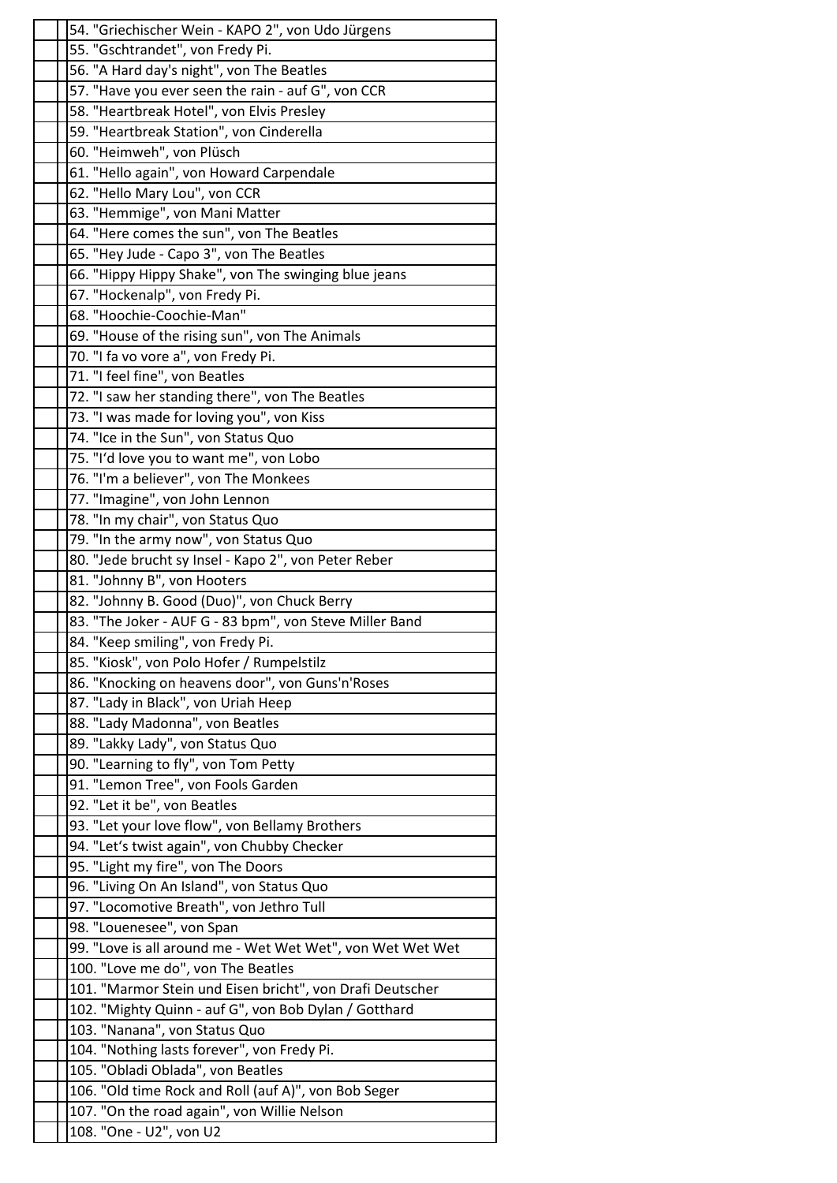| | |
|---|---|
| | 54. "Griechischer Wein - KAPO 2", von Udo Jürgens |
| | 55. "Gschtrandet", von Fredy Pi. |
| | 56. "A Hard day's night", von The Beatles |
| | 57. "Have you ever seen the rain - auf G", von CCR |
| | 58. "Heartbreak Hotel", von Elvis Presley |
| | 59. "Heartbreak Station", von Cinderella |
| | 60. "Heimweh", von Plüsch |
| | 61. "Hello again", von Howard Carpendale |
| | 62. "Hello Mary Lou", von CCR |
| | 63. "Hemmige", von Mani Matter |
| | 64. "Here comes the sun", von The Beatles |
| | 65. "Hey Jude - Capo 3", von The Beatles |
| | 66. "Hippy Hippy Shake", von The swinging blue jeans |
| | 67. "Hockenalp", von Fredy Pi. |
| | 68. "Hoochie-Coochie-Man" |
| | 69. "House of the rising sun", von The Animals |
| | 70. "I fa vo vore a", von Fredy Pi. |
| | 71. "I feel fine", von Beatles |
| | 72. "I saw her standing there", von The Beatles |
| | 73. "I was made for loving you", von Kiss |
| | 74. "Ice in the Sun", von Status Quo |
| | 75. "I'd love you to want me", von Lobo |
| | 76. "I'm a believer", von The Monkees |
| | 77. "Imagine", von John Lennon |
| | 78. "In my chair", von Status Quo |
| | 79. "In the army now", von Status Quo |
| | 80. "Jede brucht sy Insel - Kapo 2", von Peter Reber |
| | 81. "Johnny B", von Hooters |
| | 82. "Johnny B. Good (Duo)", von Chuck Berry |
| | 83. "The Joker - AUF G - 83 bpm", von Steve Miller Band |
| | 84. "Keep smiling", von Fredy Pi. |
| | 85. "Kiosk", von Polo Hofer / Rumpelstilz |
| | 86. "Knocking on heavens door", von Guns'n'Roses |
| | 87. "Lady in Black", von Uriah Heep |
| | 88. "Lady Madonna", von Beatles |
| | 89. "Lakky Lady", von Status Quo |
| | 90. "Learning to fly", von Tom Petty |
| | 91. "Lemon Tree", von Fools Garden |
| | 92. "Let it be", von Beatles |
| | 93. "Let your love flow", von Bellamy Brothers |
| | 94. "Let's twist again", von Chubby Checker |
| | 95. "Light my fire", von The Doors |
| | 96. "Living On An Island", von Status Quo |
| | 97. "Locomotive Breath", von Jethro Tull |
| | 98. "Louenesee", von Span |
| | 99. "Love is all around me - Wet Wet Wet", von Wet Wet Wet |
| | 100. "Love me do", von The Beatles |
| | 101. "Marmor Stein und Eisen bricht", von Drafi Deutscher |
| | 102. "Mighty Quinn - auf G", von Bob Dylan / Gotthard |
| | 103. "Nanana", von Status Quo |
| | 104. "Nothing lasts forever", von Fredy Pi. |
| | 105. "Obladi Oblada", von Beatles |
| | 106. "Old time Rock and Roll (auf A)", von Bob Seger |
| | 107. "On the road again", von Willie Nelson |
| | 108. "One - U2", von U2 |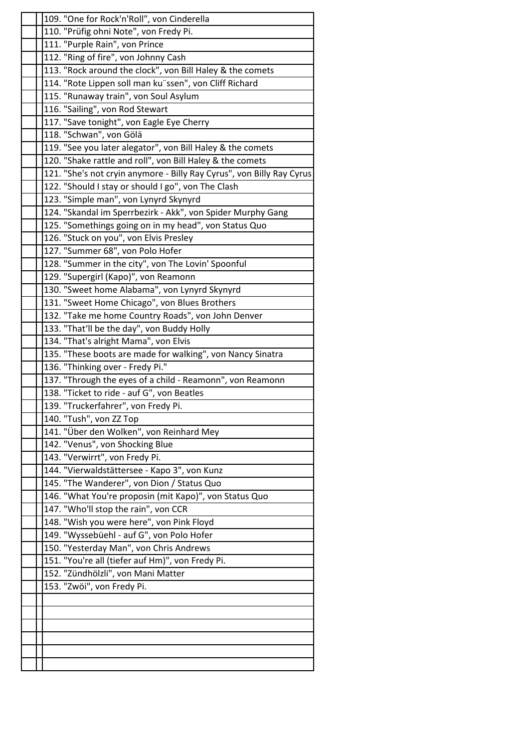| | |
|---|---|
| | 109. "One for Rock'n'Roll", von Cinderella |
| | 110. "Prüfig ohni Note", von Fredy Pi. |
| | 111. "Purple Rain", von Prince |
| | 112. "Ring of fire", von Johnny Cash |
| | 113. "Rock around the clock", von Bill Haley & the comets |
| | 114. "Rote Lippen soll man kü̈ssen", von Cliff Richard |
| | 115. "Runaway train", von Soul Asylum |
| | 116. "Sailing", von Rod Stewart |
| | 117. "Save tonight", von Eagle Eye Cherry |
| | 118. "Schwan", von Gölä |
| | 119. "See you later alegator", von Bill Haley & the comets |
| | 120. "Shake rattle and roll", von Bill Haley & the comets |
| | 121. "She's not cryin anymore - Billy Ray Cyrus", von Billy Ray Cyrus |
| | 122. "Should I stay or should I go", von The Clash |
| | 123. "Simple man", von Lynyrd Skynyrd |
| | 124. "Skandal im Sperrbezirk - Akk", von Spider Murphy Gang |
| | 125. "Somethings going on in my head", von Status Quo |
| | 126. "Stuck on you", von Elvis Presley |
| | 127. "Summer 68", von Polo Hofer |
| | 128. "Summer in the city", von The Lovin' Spoonful |
| | 129. "Supergirl (Kapo)", von Reamonn |
| | 130. "Sweet home Alabama", von Lynyrd Skynyrd |
| | 131. "Sweet Home Chicago", von Blues Brothers |
| | 132. "Take me home Country Roads", von John Denver |
| | 133. "That'll be the day", von Buddy Holly |
| | 134. "That's alright Mama", von Elvis |
| | 135. "These boots are made for walking", von Nancy Sinatra |
| | 136. "Thinking over - Fredy Pi." |
| | 137. "Through the eyes of a child - Reamonn", von Reamonn |
| | 138. "Ticket to ride - auf G", von Beatles |
| | 139. "Truckerfahrer", von Fredy Pi. |
| | 140. "Tush", von ZZ Top |
| | 141. "Über den Wolken", von Reinhard Mey |
| | 142. "Venus", von Shocking Blue |
| | 143. "Verwirrt", von Fredy Pi. |
| | 144. "Vierwaldstättersee - Kapo 3", von Kunz |
| | 145. "The Wanderer", von Dion / Status Quo |
| | 146. "What You're proposin (mit Kapo)", von Status Quo |
| | 147. "Who'll stop the rain", von CCR |
| | 148. "Wish you were here", von Pink Floyd |
| | 149. "Wyssebüehl - auf G", von Polo Hofer |
| | 150. "Yesterday Man", von Chris Andrews |
| | 151. "You're all (tiefer auf Hm)", von Fredy Pi. |
| | 152. "Zündhölzli", von Mani Matter |
| | 153. "Zwöi", von Fredy Pi. |
| | |
| | |
| | |
| | |
| | |
| | |